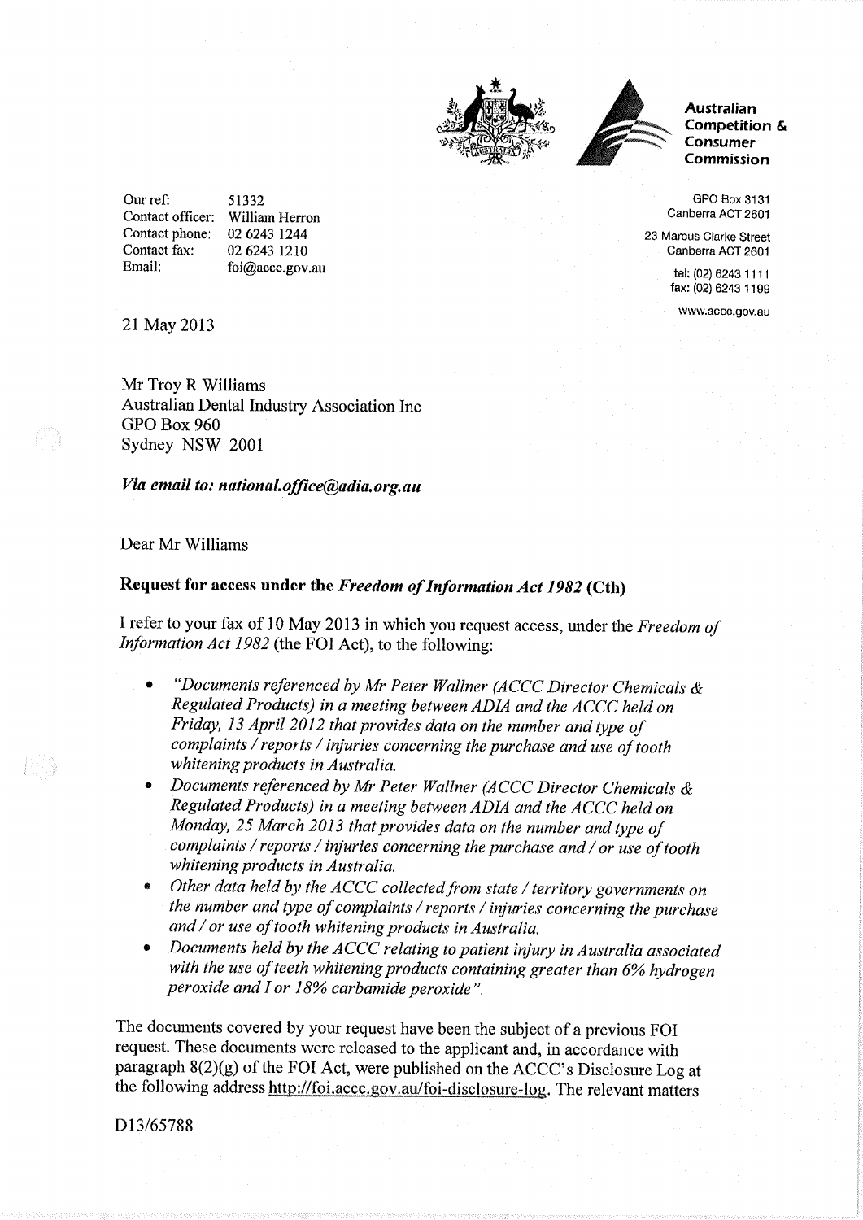**Australian Competition & Consumer Commission**

GPO Box 3131
Canberra ACT 2601

23 Marcus Clarke Street
Canberra ACT 2601

tel: (02) 6243 1111
fax: (02) 6243 1199

www.accc.gov.au

Our ref: 51332
Contact officer: William Herron
Contact phone: 02 6243 1244
Contact fax: 02 6243 1210
Email: foi@accc.gov.au

21 May 2013

Mr Troy R Williams
Australian Dental Industry Association Inc
GPO Box 960
Sydney NSW 2001

***Via email to: national.office@adia.org.au***

Dear Mr Williams

**Request for access under the *Freedom of Information Act 1982* (Cth)**

I refer to your fax of 10 May 2013 in which you request access, under the *Freedom of Information Act 1982* (the FOI Act), to the following:

- *"Documents referenced by Mr Peter Wallner (ACCC Director Chemicals & Regulated Products) in a meeting between ADIA and the ACCC held on Friday, 13 April 2012 that provides data on the number and type of complaints / reports / injuries concerning the purchase and use of tooth whitening products in Australia.*
- *Documents referenced by Mr Peter Wallner (ACCC Director Chemicals & Regulated Products) in a meeting between ADIA and the ACCC held on Monday, 25 March 2013 that provides data on the number and type of complaints / reports / injuries concerning the purchase and / or use of tooth whitening products in Australia.*
- *Other data held by the ACCC collected from state / territory governments on the number and type of complaints / reports / injuries concerning the purchase and / or use of tooth whitening products in Australia.*
- *Documents held by the ACCC relating to patient injury in Australia associated with the use of teeth whitening products containing greater than 6% hydrogen peroxide and / or 18% carbamide peroxide".*

The documents covered by your request have been the subject of a previous FOI request. These documents were released to the applicant and, in accordance with paragraph 8(2)(g) of the FOI Act, were published on the ACCC's Disclosure Log at the following address http://foi.accc.gov.au/foi-disclosure-log. The relevant matters

D13/65788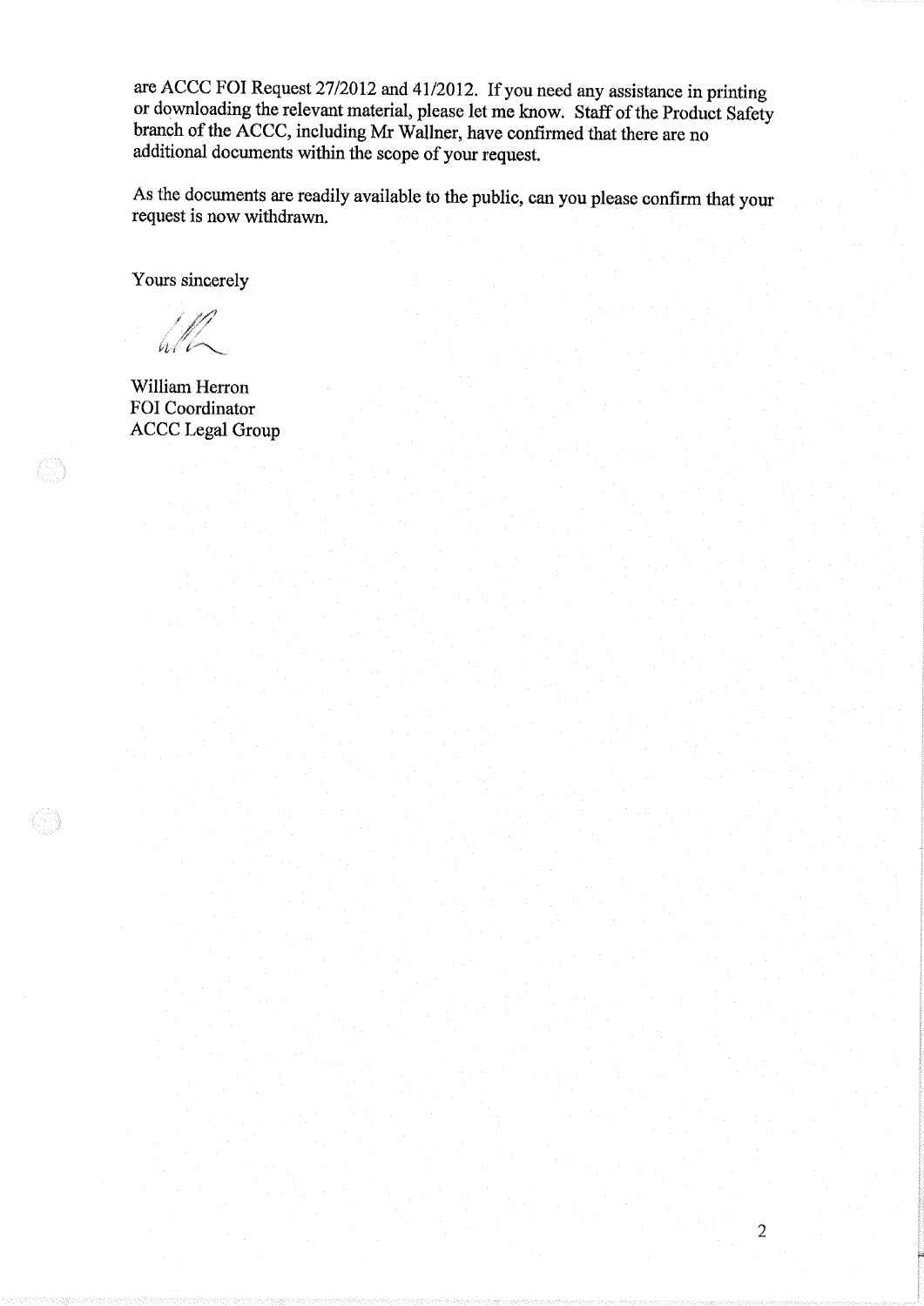are ACCC FOI Request 27/2012 and 41/2012. If you need any assistance in printing or downloading the relevant material, please let me know. Staff of the Product Safety branch of the ACCC, including Mr Wallner, have confirmed that there are no additional documents within the scope of your request.

As the documents are readily available to the public, can you please confirm that your request is now withdrawn.

Yours sincerely

William Herron
FOI Coordinator
ACCC Legal Group